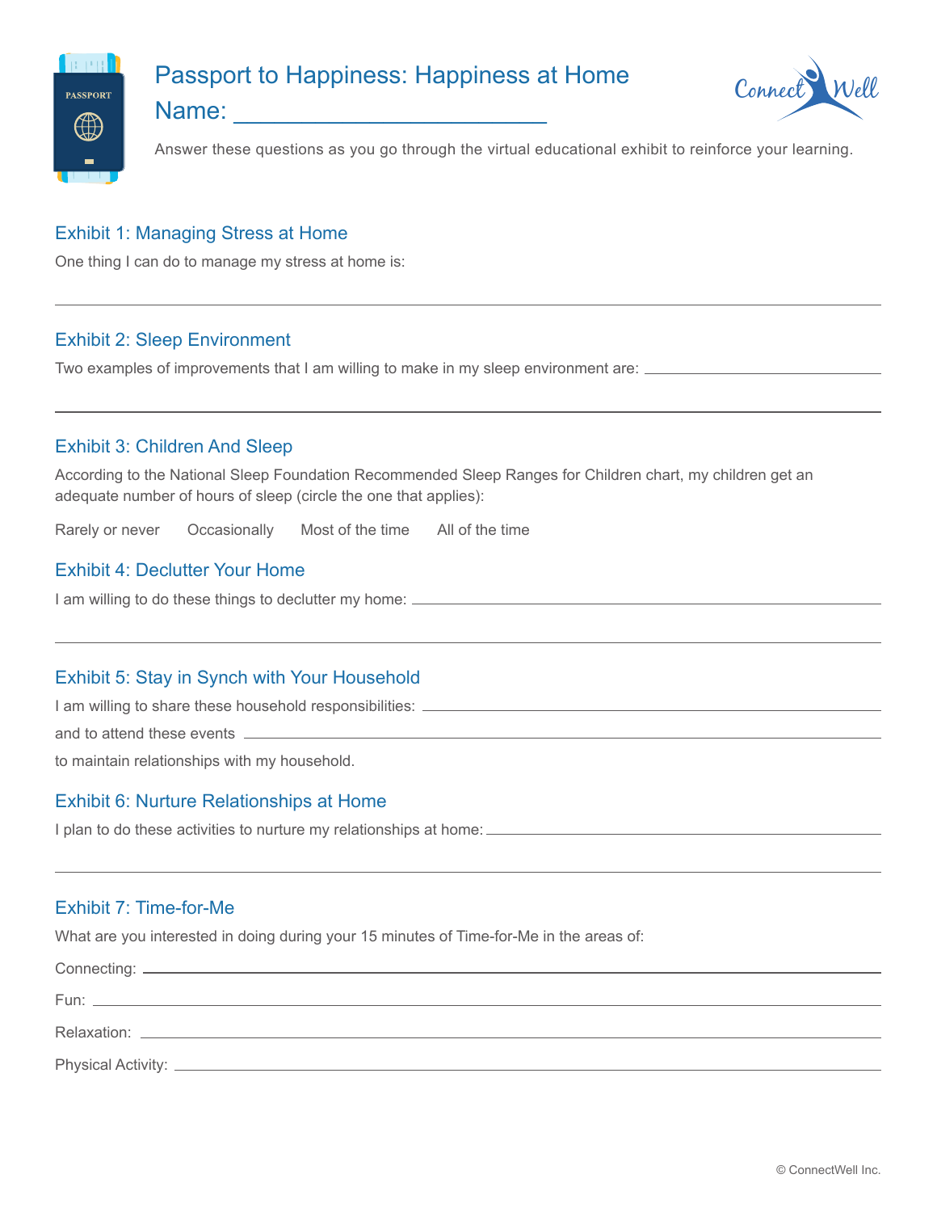# Passport to Happiness: Happiness at Home

Name: ________________________

Answer these questions as you go through the virtual educational exhibit to reinforce your learning.

## Exhibit 1: Managing Stress at Home

One thing I can do to manage my stress at home is:

_______________________________________________________________

## Exhibit 2: Sleep Environment

Two examples of improvements that I am willing to make in my sleep environment are: ____________________

_______________________________________________________________

## Exhibit 3: Children And Sleep

According to the National Sleep Foundation Recommended Sleep Ranges for Children chart, my children get an adequate number of hours of sleep (circle the one that applies):

Rarely or never    Occasionally    Most of the time    All of the time

## Exhibit 4: Declutter Your Home

I am willing to do these things to declutter my home: ____________________

_______________________________________________________________

## Exhibit 5: Stay in Synch with Your Household

I am willing to share these household responsibilities: ____________________

and to attend these events ____________________

to maintain relationships with my household.

## Exhibit 6: Nurture Relationships at Home

I plan to do these activities to nurture my relationships at home: ____________________

_______________________________________________________________

## Exhibit 7: Time-for-Me

What are you interested in doing during your 15 minutes of Time-for-Me in the areas of:

Connecting: ____________________

Fun: ____________________

Relaxation: ____________________

Physical Activity: ____________________

© ConnectWell Inc.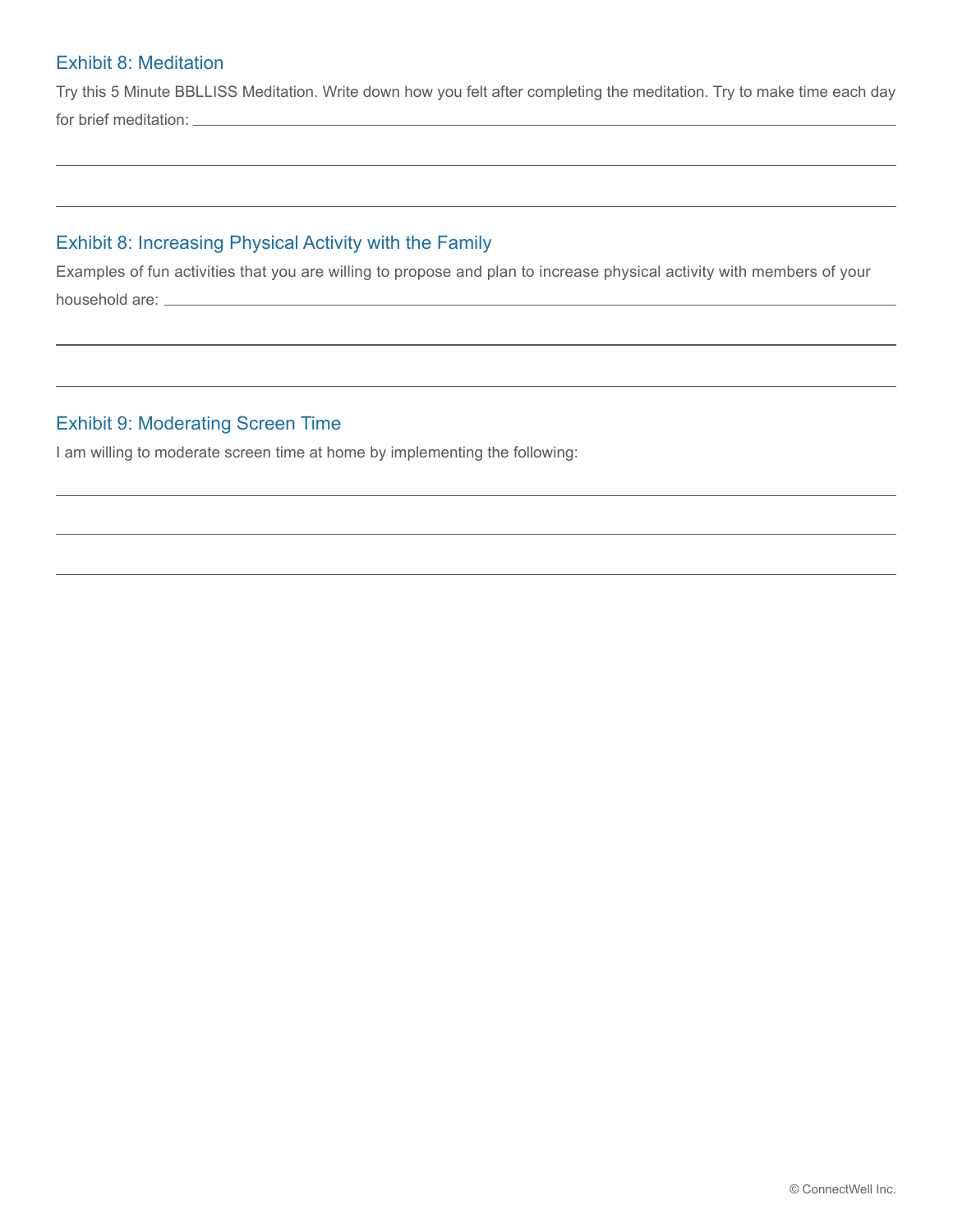## Exhibit 8: Meditation

Try this 5 Minute BBLLISS Meditation. Write down how you felt after completing the meditation. Try to make time each day for brief meditation: ______________________________

______________________________

______________________________

## Exhibit 8: Increasing Physical Activity with the Family

Examples of fun activities that you are willing to propose and plan to increase physical activity with members of your household are: ______________________________

______________________________

______________________________

## Exhibit 9: Moderating Screen Time

I am willing to moderate screen time at home by implementing the following:

______________________________

______________________________

______________________________

© ConnectWell Inc.